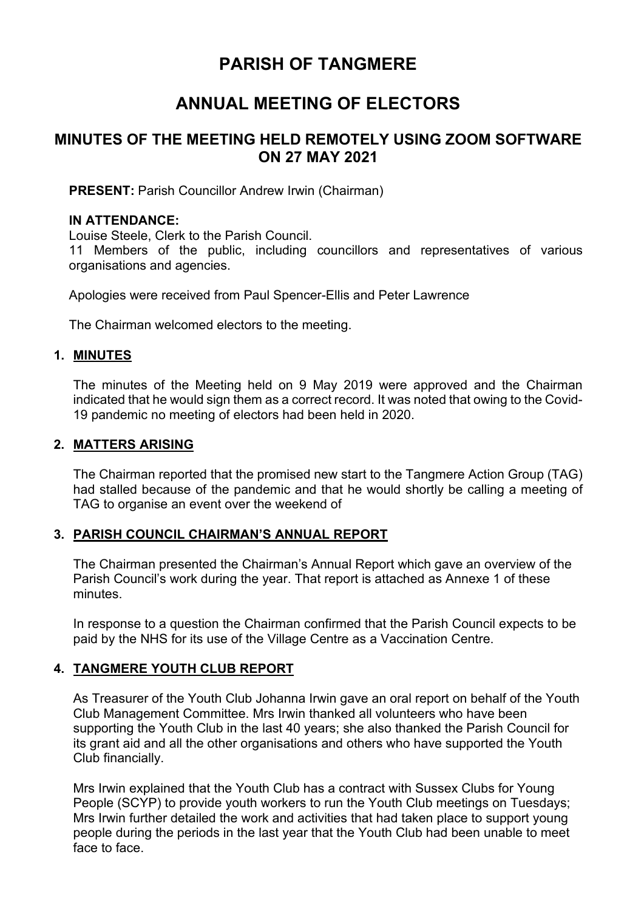# PARISH OF TANGMERE

# ANNUAL MEETING OF ELECTORS

## MINUTES OF THE MEETING HELD REMOTELY USING ZOOM SOFTWARE ON 27 MAY 2021

**PRESENT:** Parish Councillor Andrew Irwin (Chairman)

**IN ATTENDANCE:**

Louise Steele, Clerk to the Parish Council.

11 Members of the public, including councillors and representatives of various organisations and agencies.

Apologies were received from Paul Spencer-Ellis and Peter Lawrence

The Chairman welcomed electors to the meeting.

### 1. MINUTES

The minutes of the Meeting held on 9 May 2019 were approved and the Chairman indicated that he would sign them as a correct record. It was noted that owing to the Covid-19 pandemic no meeting of electors had been held in 2020.

### 2. MATTERS ARISING

The Chairman reported that the promised new start to the Tangmere Action Group (TAG) had stalled because of the pandemic and that he would shortly be calling a meeting of TAG to organise an event over the weekend of

### 3. PARISH COUNCIL CHAIRMAN'S ANNUAL REPORT

The Chairman presented the Chairman's Annual Report which gave an overview of the Parish Council's work during the year. That report is attached as Annexe 1 of these minutes.

In response to a question the Chairman confirmed that the Parish Council expects to be paid by the NHS for its use of the Village Centre as a Vaccination Centre.

### 4. TANGMERE YOUTH CLUB REPORT

As Treasurer of the Youth Club Johanna Irwin gave an oral report on behalf of the Youth Club Management Committee. Mrs Irwin thanked all volunteers who have been supporting the Youth Club in the last 40 years; she also thanked the Parish Council for its grant aid and all the other organisations and others who have supported the Youth Club financially.

Mrs Irwin explained that the Youth Club has a contract with Sussex Clubs for Young People (SCYP) to provide youth workers to run the Youth Club meetings on Tuesdays; Mrs Irwin further detailed the work and activities that had taken place to support young people during the periods in the last year that the Youth Club had been unable to meet face to face.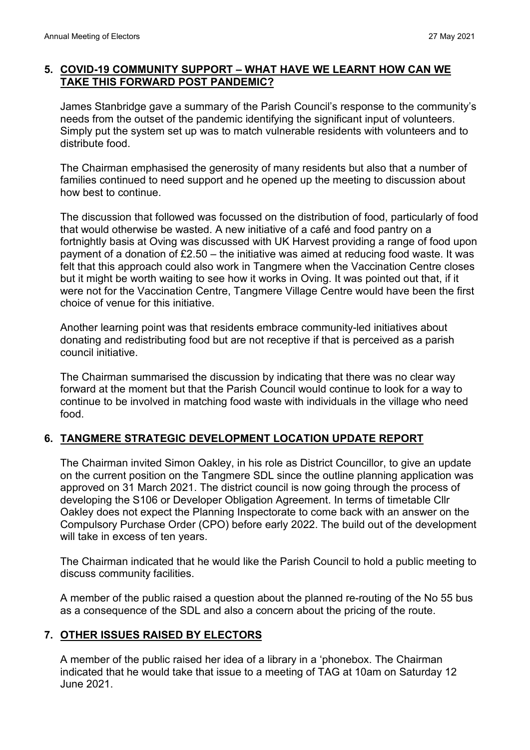## 5. COVID-19 COMMUNITY SUPPORT – WHAT HAVE WE LEARNT HOW CAN WE TAKE THIS FORWARD POST PANDEMIC?

James Stanbridge gave a summary of the Parish Council's response to the community's needs from the outset of the pandemic identifying the significant input of volunteers. Simply put the system set up was to match vulnerable residents with volunteers and to distribute food.

The Chairman emphasised the generosity of many residents but also that a number of families continued to need support and he opened up the meeting to discussion about how best to continue.

The discussion that followed was focussed on the distribution of food, particularly of food that would otherwise be wasted. A new initiative of a café and food pantry on a fortnightly basis at Oving was discussed with UK Harvest providing a range of food upon payment of a donation of £2.50 – the initiative was aimed at reducing food waste. It was felt that this approach could also work in Tangmere when the Vaccination Centre closes but it might be worth waiting to see how it works in Oving. It was pointed out that, if it were not for the Vaccination Centre, Tangmere Village Centre would have been the first choice of venue for this initiative.

Another learning point was that residents embrace community-led initiatives about donating and redistributing food but are not receptive if that is perceived as a parish council initiative.

The Chairman summarised the discussion by indicating that there was no clear way forward at the moment but that the Parish Council would continue to look for a way to continue to be involved in matching food waste with individuals in the village who need food.

## 6. TANGMERE STRATEGIC DEVELOPMENT LOCATION UPDATE REPORT

The Chairman invited Simon Oakley, in his role as District Councillor, to give an update on the current position on the Tangmere SDL since the outline planning application was approved on 31 March 2021. The district council is now going through the process of developing the S106 or Developer Obligation Agreement. In terms of timetable Cllr Oakley does not expect the Planning Inspectorate to come back with an answer on the Compulsory Purchase Order (CPO) before early 2022. The build out of the development will take in excess of ten years.

The Chairman indicated that he would like the Parish Council to hold a public meeting to discuss community facilities.

A member of the public raised a question about the planned re-routing of the No 55 bus as a consequence of the SDL and also a concern about the pricing of the route.

## 7. OTHER ISSUES RAISED BY ELECTORS

A member of the public raised her idea of a library in a 'phonebox. The Chairman indicated that he would take that issue to a meeting of TAG at 10am on Saturday 12 June 2021.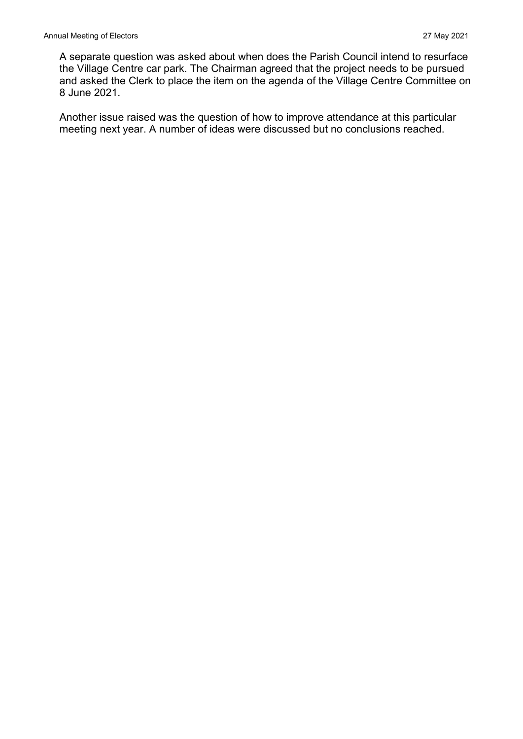A separate question was asked about when does the Parish Council intend to resurface the Village Centre car park. The Chairman agreed that the project needs to be pursued and asked the Clerk to place the item on the agenda of the Village Centre Committee on 8 June 2021.

Another issue raised was the question of how to improve attendance at this particular meeting next year. A number of ideas were discussed but no conclusions reached.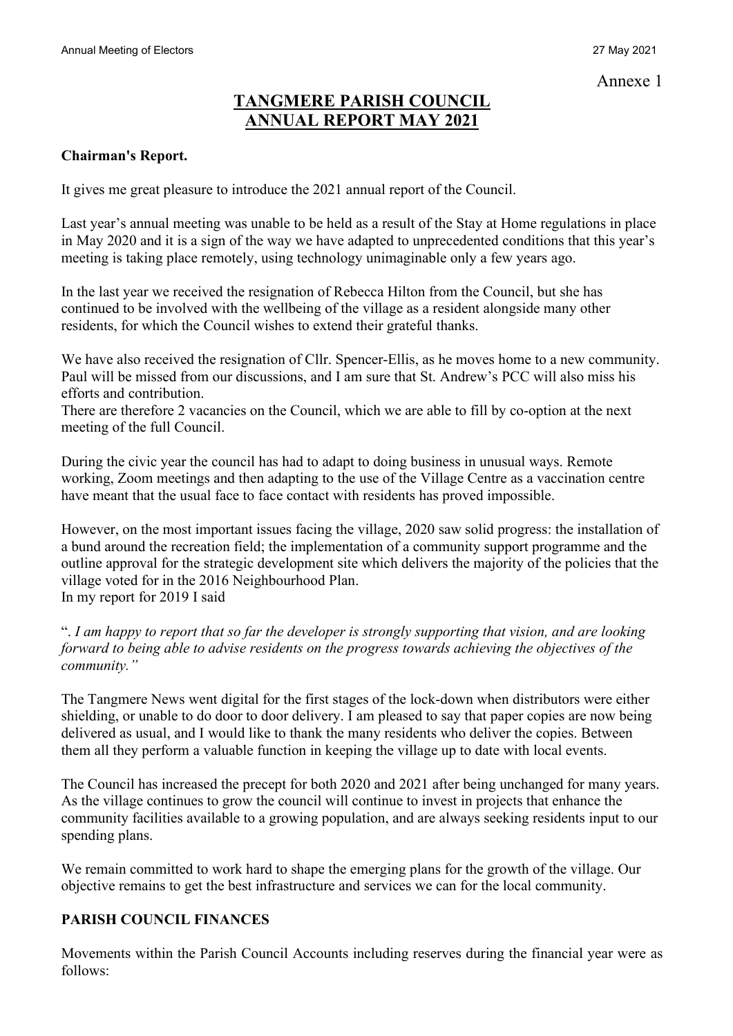Annexe 1

# TANGMERE PARISH COUNCIL ANNUAL REPORT MAY 2021

**Chairman's Report.**

It gives me great pleasure to introduce the 2021 annual report of the Council.

Last year's annual meeting was unable to be held as a result of the Stay at Home regulations in place in May 2020 and it is a sign of the way we have adapted to unprecedented conditions that this year's meeting is taking place remotely, using technology unimaginable only a few years ago.

In the last year we received the resignation of Rebecca Hilton from the Council, but she has continued to be involved with the wellbeing of the village as a resident alongside many other residents, for which the Council wishes to extend their grateful thanks.

We have also received the resignation of Cllr. Spencer-Ellis, as he moves home to a new community. Paul will be missed from our discussions, and I am sure that St. Andrew's PCC will also miss his efforts and contribution.
There are therefore 2 vacancies on the Council, which we are able to fill by co-option at the next meeting of the full Council.

During the civic year the council has had to adapt to doing business in unusual ways. Remote working, Zoom meetings and then adapting to the use of the Village Centre as a vaccination centre have meant that the usual face to face contact with residents has proved impossible.

However, on the most important issues facing the village, 2020 saw solid progress: the installation of a bund around the recreation field; the implementation of a community support programme and the outline approval for the strategic development site which delivers the majority of the policies that the village voted for in the 2016 Neighbourhood Plan.
In my report for 2019 I said

"*. I am happy to report that so far the developer is strongly supporting that vision, and are looking forward to being able to advise residents on the progress towards achieving the objectives of the community."*

The Tangmere News went digital for the first stages of the lock-down when distributors were either shielding, or unable to do door to door delivery. I am pleased to say that paper copies are now being delivered as usual, and I would like to thank the many residents who deliver the copies. Between them all they perform a valuable function in keeping the village up to date with local events.

The Council has increased the precept for both 2020 and 2021 after being unchanged for many years. As the village continues to grow the council will continue to invest in projects that enhance the community facilities available to a growing population, and are always seeking residents input to our spending plans.

We remain committed to work hard to shape the emerging plans for the growth of the village. Our objective remains to get the best infrastructure and services we can for the local community.

## PARISH COUNCIL FINANCES

Movements within the Parish Council Accounts including reserves during the financial year were as follows: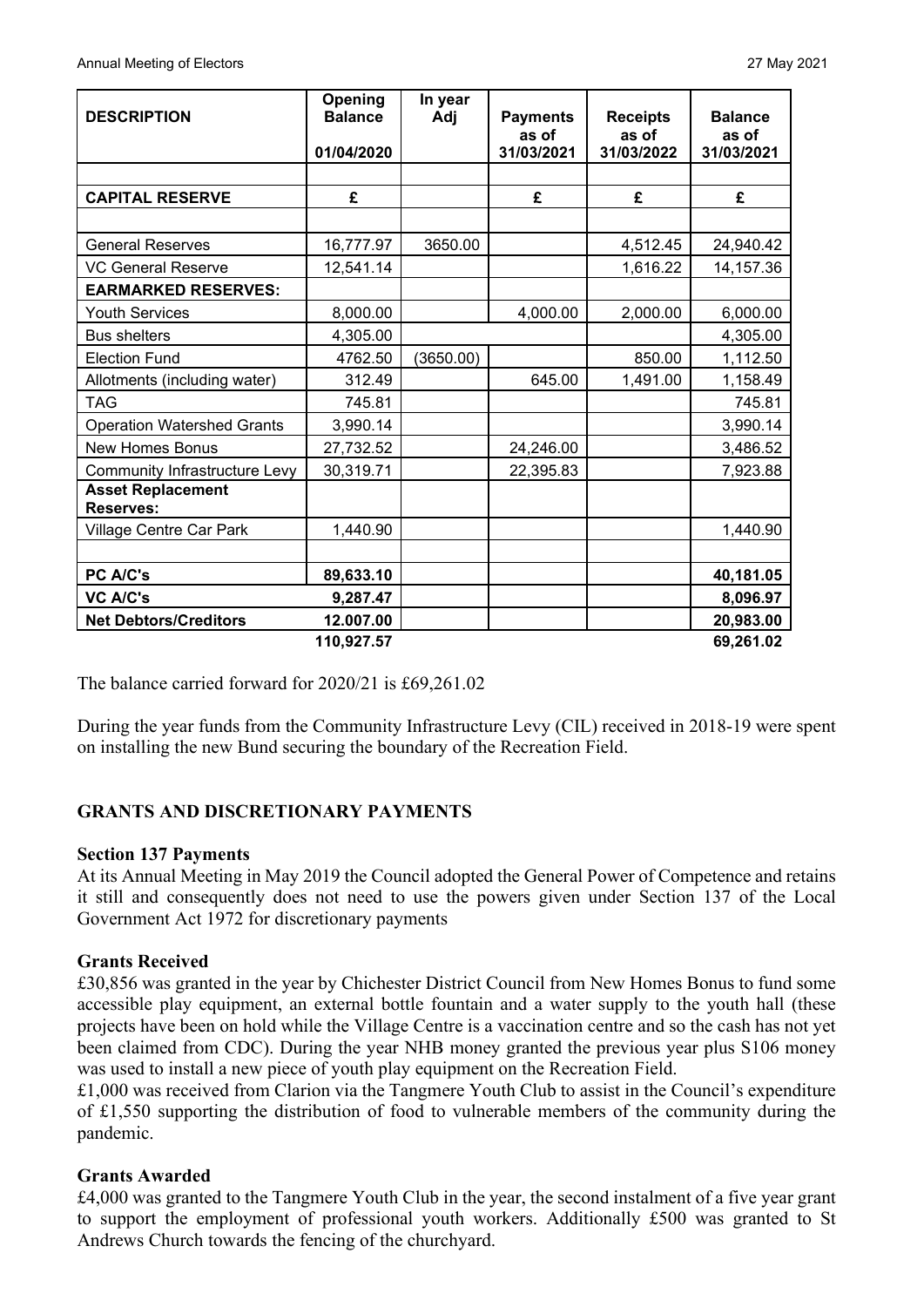| DESCRIPTION | Opening Balance 01/04/2020 | In year Adj | Payments as of 31/03/2021 | Receipts as of 31/03/2022 | Balance as of 31/03/2021 |
|---|---|---|---|---|---|
| | | | | | |
| **CAPITAL RESERVE** | **£** | | **£** | **£** | **£** |
| | | | | | |
| General Reserves | 16,777.97 | 3650.00 | | 4,512.45 | 24,940.42 |
| VC General Reserve | 12,541.14 | | | 1,616.22 | 14,157.36 |
| **EARMARKED RESERVES:** | | | | | |
| Youth Services | 8,000.00 | | 4,000.00 | 2,000.00 | 6,000.00 |
| Bus shelters | 4,305.00 | | | | 4,305.00 |
| Election Fund | 4762.50 | (3650.00) | | 850.00 | 1,112.50 |
| Allotments (including water) | 312.49 | | 645.00 | 1,491.00 | 1,158.49 |
| TAG | 745.81 | | | | 745.81 |
| Operation Watershed Grants | 3,990.14 | | | | 3,990.14 |
| New Homes Bonus | 27,732.52 | | 24,246.00 | | 3,486.52 |
| Community Infrastructure Levy | 30,319.71 | | 22,395.83 | | 7,923.88 |
| **Asset Replacement Reserves:** | | | | | |
| Village Centre Car Park | 1,440.90 | | | | 1,440.90 |
| | | | | | |
| **PC A/C's** | **89,633.10** | | | | **40,181.05** |
| **VC A/C's** | **9,287.47** | | | | **8,096.97** |
| **Net Debtors/Creditors** | **12.007.00** | | | | **20,983.00** |
| | **110,927.57** | | | | **69,261.02** |

The balance carried forward for 2020/21 is £69,261.02

During the year funds from the Community Infrastructure Levy (CIL) received in 2018-19 were spent on installing the new Bund securing the boundary of the Recreation Field.

## GRANTS AND DISCRETIONARY PAYMENTS

### Section 137 Payments

At its Annual Meeting in May 2019 the Council adopted the General Power of Competence and retains it still and consequently does not need to use the powers given under Section 137 of the Local Government Act 1972 for discretionary payments

### Grants Received

£30,856 was granted in the year by Chichester District Council from New Homes Bonus to fund some accessible play equipment, an external bottle fountain and a water supply to the youth hall (these projects have been on hold while the Village Centre is a vaccination centre and so the cash has not yet been claimed from CDC). During the year NHB money granted the previous year plus S106 money was used to install a new piece of youth play equipment on the Recreation Field.

£1,000 was received from Clarion via the Tangmere Youth Club to assist in the Council's expenditure of £1,550 supporting the distribution of food to vulnerable members of the community during the pandemic.

### Grants Awarded

£4,000 was granted to the Tangmere Youth Club in the year, the second instalment of a five year grant to support the employment of professional youth workers. Additionally £500 was granted to St Andrews Church towards the fencing of the churchyard.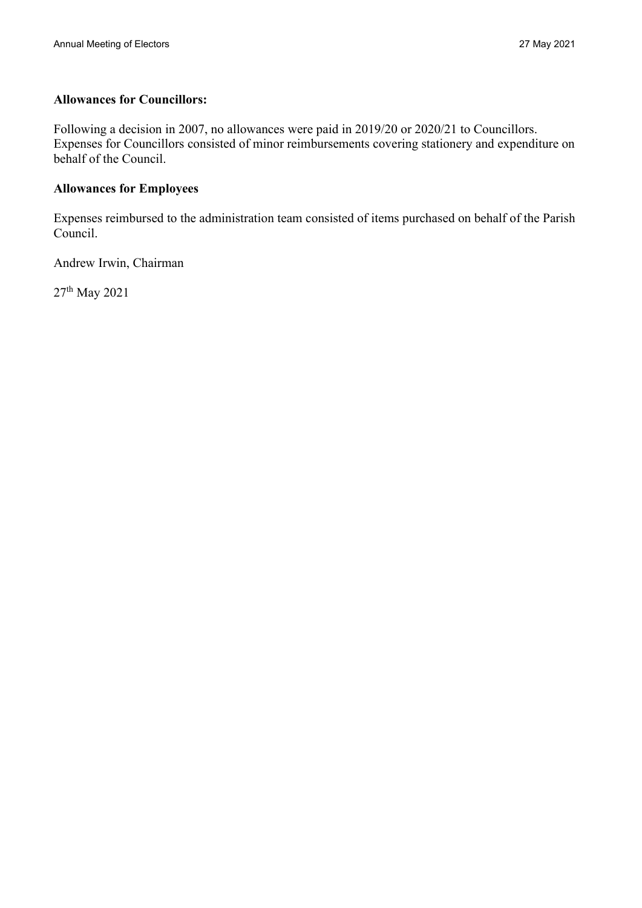**Allowances for Councillors:**

Following a decision in 2007, no allowances were paid in 2019/20 or 2020/21 to Councillors. Expenses for Councillors consisted of minor reimbursements covering stationery and expenditure on behalf of the Council.

**Allowances for Employees**

Expenses reimbursed to the administration team consisted of items purchased on behalf of the Parish Council.

Andrew Irwin, Chairman

27th May 2021